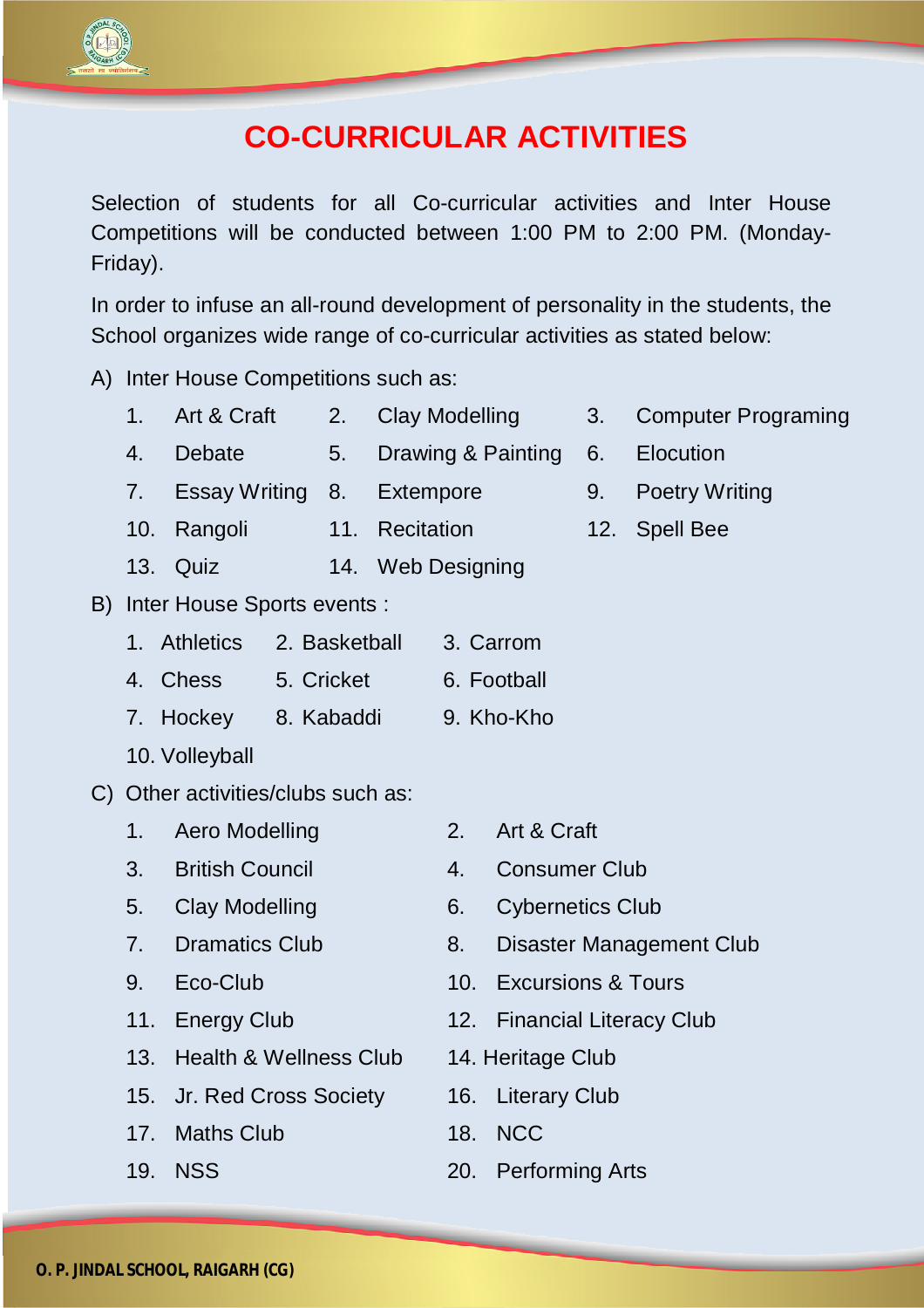# CO-CURRICULAR ACTIVITIES

Selection of students for all Co-curricular activities and Inter House Competitions will be conducted between 1:00 PM to 2:00 PM. (Monday-Friday).

In order to infuse an all-round development of personality in the students, the School organizes wide range of co-curricular activities as stated below:

A) Inter House Competitions such as:

1. Art & Craft
2. Clay Modelling
3. Computer Programing
4. Debate
5. Drawing & Painting
6. Elocution
7. Essay Writing
8. Extempore
9. Poetry Writing
10. Rangoli
11. Recitation
12. Spell Bee
13. Quiz
14. Web Designing

B) Inter House Sports events :

1. Athletics
2. Basketball
3. Carrom
4. Chess
5. Cricket
6. Football
7. Hockey
8. Kabaddi
9. Kho-Kho
10. Volleyball

C) Other activities/clubs such as:

1. Aero Modelling
2. Art & Craft
3. British Council
4. Consumer Club
5. Clay Modelling
6. Cybernetics Club
7. Dramatics Club
8. Disaster Management Club
9. Eco-Club
10. Excursions & Tours
11. Energy Club
12. Financial Literacy Club
13. Health & Wellness Club
14. Heritage Club
15. Jr. Red Cross Society
16. Literary Club
17. Maths Club
18. NCC
19. NSS
20. Performing Arts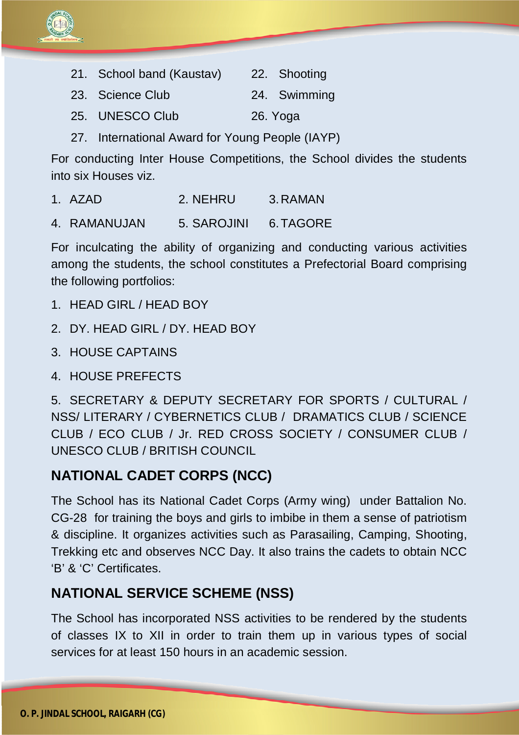21. School band (Kaustav)
22. Shooting
23. Science Club
24. Swimming
25. UNESCO Club
26. Yoga
27. International Award for Young People (IAYP)

For conducting Inter House Competitions, the School divides the students into six Houses viz.

1. AZAD
2. NEHRU
3. RAMAN
4. RAMANUJAN
5. SAROJINI
6. TAGORE

For inculcating the ability of organizing and conducting various activities among the students, the school constitutes a Prefectorial Board comprising the following portfolios:

1. HEAD GIRL / HEAD BOY
2. DY. HEAD GIRL / DY. HEAD BOY
3. HOUSE CAPTAINS
4. HOUSE PREFECTS
5. SECRETARY & DEPUTY SECRETARY FOR SPORTS / CULTURAL / NSS/ LITERARY / CYBERNETICS CLUB / DRAMATICS CLUB / SCIENCE CLUB / ECO CLUB / Jr. RED CROSS SOCIETY / CONSUMER CLUB / UNESCO CLUB / BRITISH COUNCIL

## NATIONAL CADET CORPS (NCC)

The School has its National Cadet Corps (Army wing) under Battalion No. CG-28 for training the boys and girls to imbibe in them a sense of patriotism & discipline. It organizes activities such as Parasailing, Camping, Shooting, Trekking etc and observes NCC Day. It also trains the cadets to obtain NCC 'B' & 'C' Certificates.

## NATIONAL SERVICE SCHEME (NSS)

The School has incorporated NSS activities to be rendered by the students of classes IX to XII in order to train them up in various types of social services for at least 150 hours in an academic session.